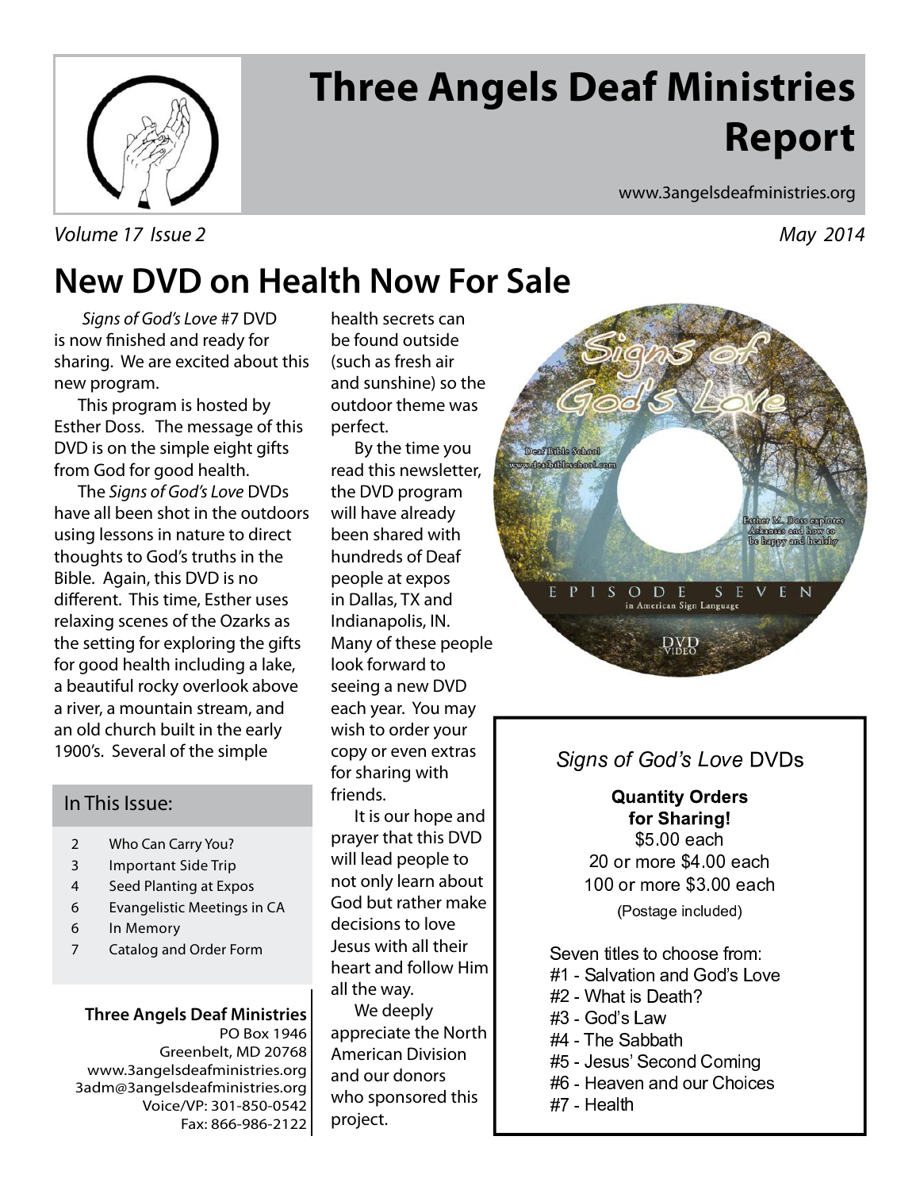# Three Angels Deaf Ministries Report

www.3angelsdeafministries.org

*Volume 17 Issue 2* *May 2014*

## New DVD on Health Now For Sale

*Signs of God's Love* #7 DVD is now finished and ready for sharing. We are excited about this new program.

This program is hosted by Esther Doss. The message of this DVD is on the simple eight gifts from God for good health.

The *Signs of God's Love* DVDs have all been shot in the outdoors using lessons in nature to direct thoughts to God's truths in the Bible. Again, this DVD is no different. This time, Esther uses relaxing scenes of the Ozarks as the setting for exploring the gifts for good health including a lake, a beautiful rocky overlook above a river, a mountain stream, and an old church built in the early 1900's. Several of the simple health secrets can be found outside (such as fresh air and sunshine) so the outdoor theme was perfect.

By the time you read this newsletter, the DVD program will have already been shared with hundreds of Deaf people at expos in Dallas, TX and Indianapolis, IN. Many of these people look forward to seeing a new DVD each year. You may wish to order your copy or even extras for sharing with friends.

It is our hope and prayer that this DVD will lead people to not only learn about God but rather make decisions to love Jesus with all their heart and follow Him all the way.

We deeply appreciate the North American Division and our donors who sponsored this project.

### In This Issue:

- 2 Who Can Carry You?
- 3 Important Side Trip
- 4 Seed Planting at Expos
- 6 Evangelistic Meetings in CA
- 6 In Memory
- 7 Catalog and Order Form

**Three Angels Deaf Ministries**
PO Box 1946
Greenbelt, MD 20768
www.3angelsdeafministries.org
3adm@3angelsdeafministries.org
Voice/VP: 301-850-0542
Fax: 866-986-2122

---

*Signs of God's Love* DVDs

**Quantity Orders for Sharing!**
$5.00 each
20 or more $4.00 each
100 or more $3.00 each
(Postage included)

Seven titles to choose from:
- #1 - Salvation and God's Love
- #2 - What is Death?
- #3 - God's Law
- #4 - The Sabbath
- #5 - Jesus' Second Coming
- #6 - Heaven and our Choices
- #7 - Health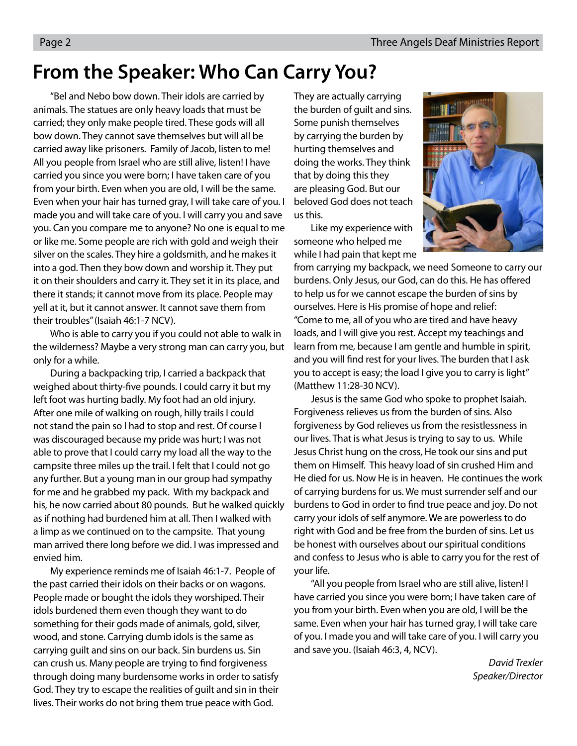# From the Speaker: Who Can Carry You?

"Bel and Nebo bow down. Their idols are carried by animals. The statues are only heavy loads that must be carried; they only make people tired. These gods will all bow down. They cannot save themselves but will all be carried away like prisoners. Family of Jacob, listen to me! All you people from Israel who are still alive, listen! I have carried you since you were born; I have taken care of you from your birth. Even when you are old, I will be the same. Even when your hair has turned gray, I will take care of you. I made you and will take care of you. I will carry you and save you. Can you compare me to anyone? No one is equal to me or like me. Some people are rich with gold and weigh their silver on the scales. They hire a goldsmith, and he makes it into a god. Then they bow down and worship it. They put it on their shoulders and carry it. They set it in its place, and there it stands; it cannot move from its place. People may yell at it, but it cannot answer. It cannot save them from their troubles" (Isaiah 46:1-7 NCV).

Who is able to carry you if you could not able to walk in the wilderness? Maybe a very strong man can carry you, but only for a while.

During a backpacking trip, I carried a backpack that weighed about thirty-five pounds. I could carry it but my left foot was hurting badly. My foot had an old injury. After one mile of walking on rough, hilly trails I could not stand the pain so I had to stop and rest. Of course I was discouraged because my pride was hurt; I was not able to prove that I could carry my load all the way to the campsite three miles up the trail. I felt that I could not go any further. But a young man in our group had sympathy for me and he grabbed my pack. With my backpack and his, he now carried about 80 pounds. But he walked quickly as if nothing had burdened him at all. Then I walked with a limp as we continued on to the campsite. That young man arrived there long before we did. I was impressed and envied him.

My experience reminds me of Isaiah 46:1-7. People of the past carried their idols on their backs or on wagons. People made or bought the idols they worshiped. Their idols burdened them even though they want to do something for their gods made of animals, gold, silver, wood, and stone. Carrying dumb idols is the same as carrying guilt and sins on our back. Sin burdens us. Sin can crush us. Many people are trying to find forgiveness through doing many burdensome works in order to satisfy God. They try to escape the realities of guilt and sin in their lives. Their works do not bring them true peace with God. They are actually carrying the burden of guilt and sins. Some punish themselves by carrying the burden by hurting themselves and doing the works. They think that by doing this they are pleasing God. But our beloved God does not teach us this.

Like my experience with someone who helped me while I had pain that kept me from carrying my backpack, we need Someone to carry our burdens. Only Jesus, our God, can do this. He has offered to help us for we cannot escape the burden of sins by ourselves. Here is His promise of hope and relief: "Come to me, all of you who are tired and have heavy loads, and I will give you rest. Accept my teachings and learn from me, because I am gentle and humble in spirit, and you will find rest for your lives. The burden that I ask you to accept is easy; the load I give you to carry is light" (Matthew 11:28-30 NCV).

Jesus is the same God who spoke to prophet Isaiah. Forgiveness relieves us from the burden of sins. Also forgiveness by God relieves us from the resistlessness in our lives. That is what Jesus is trying to say to us. While Jesus Christ hung on the cross, He took our sins and put them on Himself. This heavy load of sin crushed Him and He died for us. Now He is in heaven. He continues the work of carrying burdens for us. We must surrender self and our burdens to God in order to find true peace and joy. Do not carry your idols of self anymore. We are powerless to do right with God and be free from the burden of sins. Let us be honest with ourselves about our spiritual conditions and confess to Jesus who is able to carry you for the rest of your life.

"All you people from Israel who are still alive, listen! I have carried you since you were born; I have taken care of you from your birth. Even when you are old, I will be the same. Even when your hair has turned gray, I will take care of you. I made you and will take care of you. I will carry you and save you. (Isaiah 46:3, 4, NCV).

*David Trexler*
*Speaker/Director*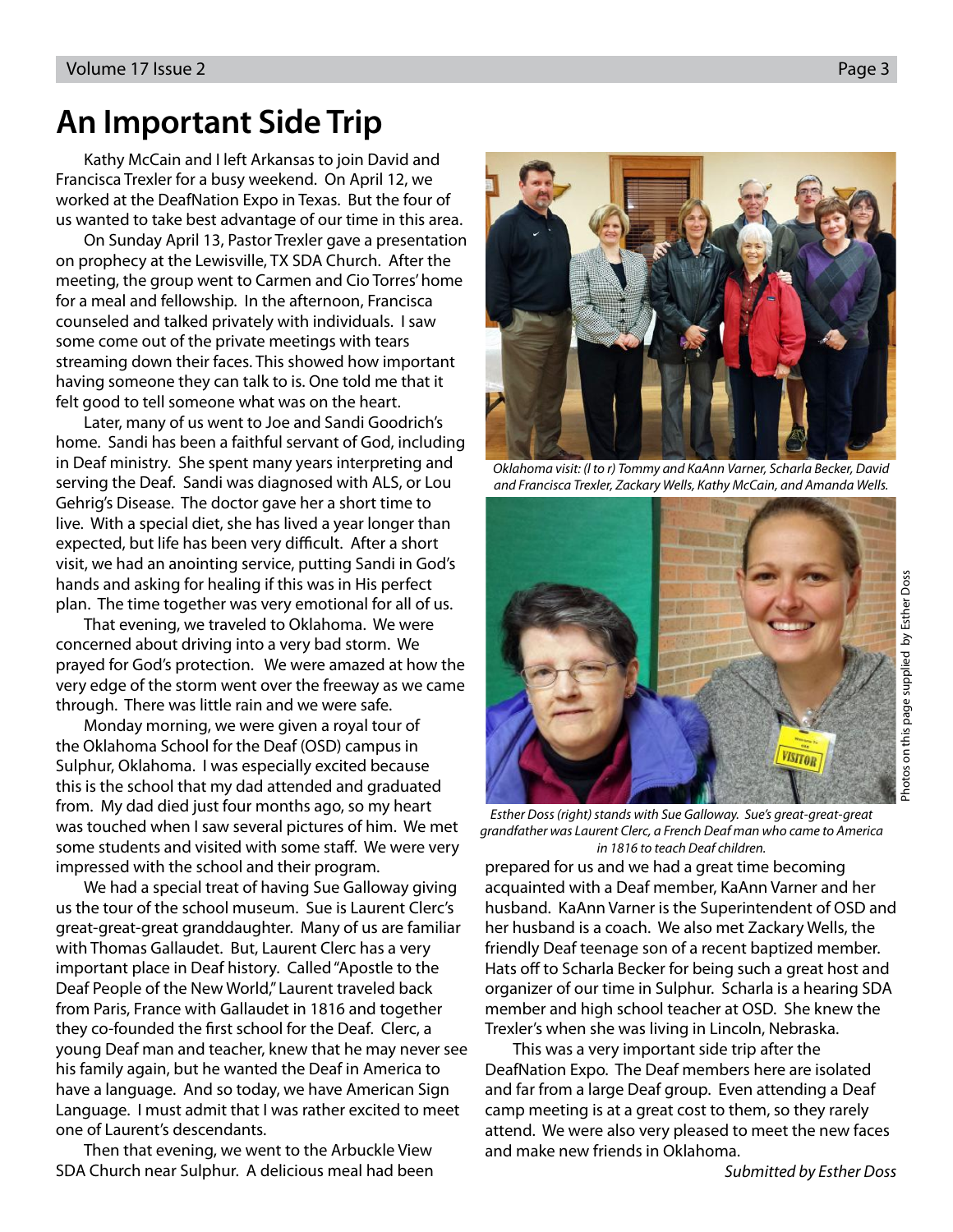# An Important Side Trip

Kathy McCain and I left Arkansas to join David and Francisca Trexler for a busy weekend. On April 12, we worked at the DeafNation Expo in Texas. But the four of us wanted to take best advantage of our time in this area.

On Sunday April 13, Pastor Trexler gave a presentation on prophecy at the Lewisville, TX SDA Church. After the meeting, the group went to Carmen and Cio Torres' home for a meal and fellowship. In the afternoon, Francisca counseled and talked privately with individuals. I saw some come out of the private meetings with tears streaming down their faces. This showed how important having someone they can talk to is. One told me that it felt good to tell someone what was on the heart.

Later, many of us went to Joe and Sandi Goodrich's home. Sandi has been a faithful servant of God, including in Deaf ministry. She spent many years interpreting and serving the Deaf. Sandi was diagnosed with ALS, or Lou Gehrig's Disease. The doctor gave her a short time to live. With a special diet, she has lived a year longer than expected, but life has been very difficult. After a short visit, we had an anointing service, putting Sandi in God's hands and asking for healing if this was in His perfect plan. The time together was very emotional for all of us.

That evening, we traveled to Oklahoma. We were concerned about driving into a very bad storm. We prayed for God's protection. We were amazed at how the very edge of the storm went over the freeway as we came through. There was little rain and we were safe.

Monday morning, we were given a royal tour of the Oklahoma School for the Deaf (OSD) campus in Sulphur, Oklahoma. I was especially excited because this is the school that my dad attended and graduated from. My dad died just four months ago, so my heart was touched when I saw several pictures of him. We met some students and visited with some staff. We were very impressed with the school and their program.

We had a special treat of having Sue Galloway giving us the tour of the school museum. Sue is Laurent Clerc's great-great-great granddaughter. Many of us are familiar with Thomas Gallaudet. But, Laurent Clerc has a very important place in Deaf history. Called "Apostle to the Deaf People of the New World," Laurent traveled back from Paris, France with Gallaudet in 1816 and together they co-founded the first school for the Deaf. Clerc, a young Deaf man and teacher, knew that he may never see his family again, but he wanted the Deaf in America to have a language. And so today, we have American Sign Language. I must admit that I was rather excited to meet one of Laurent's descendants.

Then that evening, we went to the Arbuckle View SDA Church near Sulphur. A delicious meal had been prepared for us and we had a great time becoming acquainted with a Deaf member, KaAnn Varner and her husband. KaAnn Varner is the Superintendent of OSD and her husband is a coach. We also met Zackary Wells, the friendly Deaf teenage son of a recent baptized member. Hats off to Scharla Becker for being such a great host and organizer of our time in Sulphur. Scharla is a hearing SDA member and high school teacher at OSD. She knew the Trexler's when she was living in Lincoln, Nebraska.

This was a very important side trip after the DeafNation Expo. The Deaf members here are isolated and far from a large Deaf group. Even attending a Deaf camp meeting is at a great cost to them, so they rarely attend. We were also very pleased to meet the new faces and make new friends in Oklahoma.

*Submitted by Esther Doss*

*Oklahoma visit: (l to r) Tommy and KaAnn Varner, Scharla Becker, David and Francisca Trexler, Zackary Wells, Kathy McCain, and Amanda Wells.*

*Esther Doss (right) stands with Sue Galloway. Sue's great-great-great grandfather was Laurent Clerc, a French Deaf man who came to America in 1816 to teach Deaf children.*

Photos on this page supplied by Esther Doss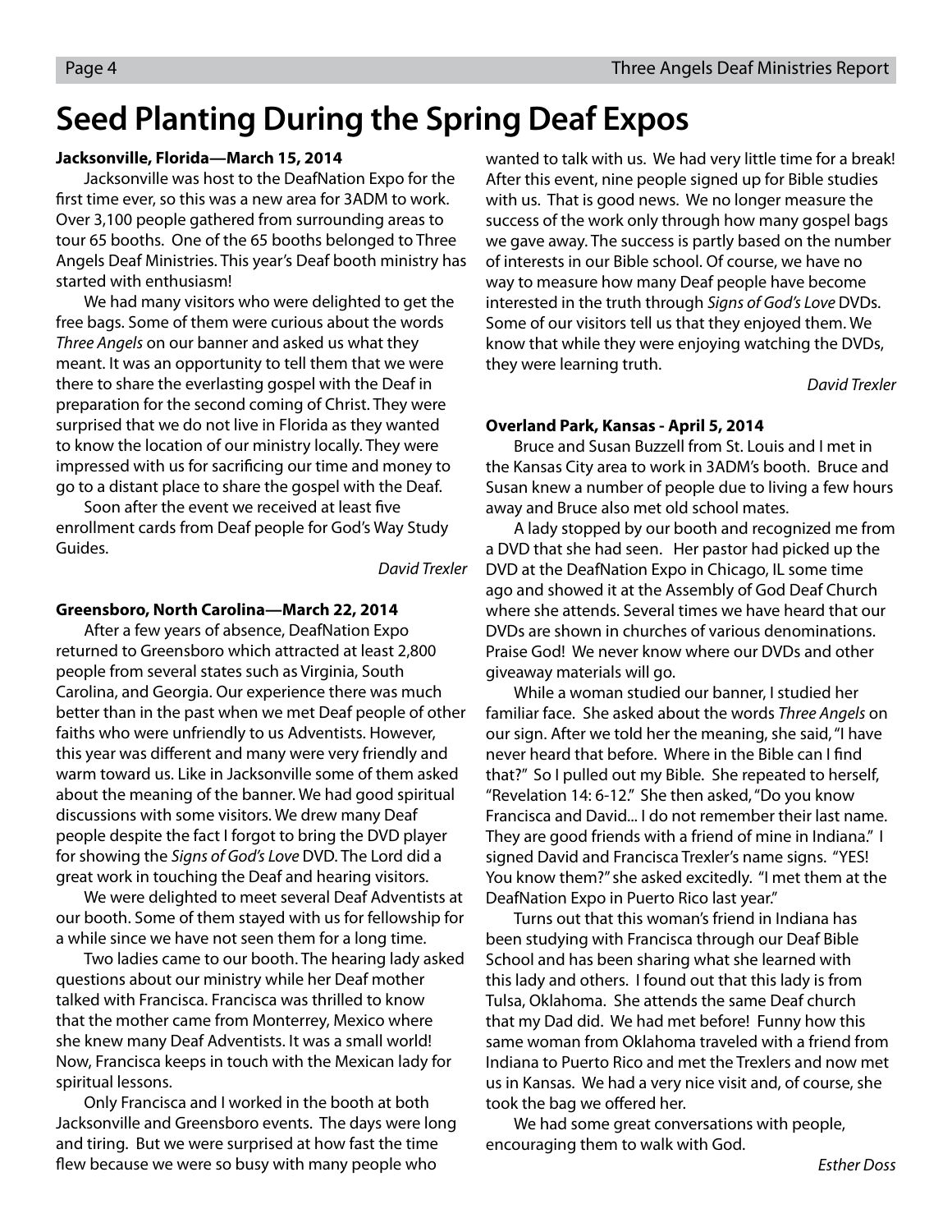# Seed Planting During the Spring Deaf Expos

**Jacksonville, Florida—March 15, 2014**

Jacksonville was host to the DeafNation Expo for the first time ever, so this was a new area for 3ADM to work. Over 3,100 people gathered from surrounding areas to tour 65 booths. One of the 65 booths belonged to Three Angels Deaf Ministries. This year's Deaf booth ministry has started with enthusiasm!

We had many visitors who were delighted to get the free bags. Some of them were curious about the words *Three Angels* on our banner and asked us what they meant. It was an opportunity to tell them that we were there to share the everlasting gospel with the Deaf in preparation for the second coming of Christ. They were surprised that we do not live in Florida as they wanted to know the location of our ministry locally. They were impressed with us for sacrificing our time and money to go to a distant place to share the gospel with the Deaf.

Soon after the event we received at least five enrollment cards from Deaf people for God's Way Study Guides.

*David Trexler*

**Greensboro, North Carolina—March 22, 2014**

After a few years of absence, DeafNation Expo returned to Greensboro which attracted at least 2,800 people from several states such as Virginia, South Carolina, and Georgia. Our experience there was much better than in the past when we met Deaf people of other faiths who were unfriendly to us Adventists. However, this year was different and many were very friendly and warm toward us. Like in Jacksonville some of them asked about the meaning of the banner. We had good spiritual discussions with some visitors. We drew many Deaf people despite the fact I forgot to bring the DVD player for showing the *Signs of God's Love* DVD. The Lord did a great work in touching the Deaf and hearing visitors.

We were delighted to meet several Deaf Adventists at our booth. Some of them stayed with us for fellowship for a while since we have not seen them for a long time.

Two ladies came to our booth. The hearing lady asked questions about our ministry while her Deaf mother talked with Francisca. Francisca was thrilled to know that the mother came from Monterrey, Mexico where she knew many Deaf Adventists. It was a small world! Now, Francisca keeps in touch with the Mexican lady for spiritual lessons.

Only Francisca and I worked in the booth at both Jacksonville and Greensboro events. The days were long and tiring. But we were surprised at how fast the time flew because we were so busy with many people who wanted to talk with us. We had very little time for a break! After this event, nine people signed up for Bible studies with us. That is good news. We no longer measure the success of the work only through how many gospel bags we gave away. The success is partly based on the number of interests in our Bible school. Of course, we have no way to measure how many Deaf people have become interested in the truth through *Signs of God's Love* DVDs. Some of our visitors tell us that they enjoyed them. We know that while they were enjoying watching the DVDs, they were learning truth.

*David Trexler*

**Overland Park, Kansas - April 5, 2014**

Bruce and Susan Buzzell from St. Louis and I met in the Kansas City area to work in 3ADM's booth. Bruce and Susan knew a number of people due to living a few hours away and Bruce also met old school mates.

A lady stopped by our booth and recognized me from a DVD that she had seen. Her pastor had picked up the DVD at the DeafNation Expo in Chicago, IL some time ago and showed it at the Assembly of God Deaf Church where she attends. Several times we have heard that our DVDs are shown in churches of various denominations. Praise God! We never know where our DVDs and other giveaway materials will go.

While a woman studied our banner, I studied her familiar face. She asked about the words *Three Angels* on our sign. After we told her the meaning, she said, "I have never heard that before. Where in the Bible can I find that?" So I pulled out my Bible. She repeated to herself, "Revelation 14: 6-12." She then asked, "Do you know Francisca and David... I do not remember their last name. They are good friends with a friend of mine in Indiana." I signed David and Francisca Trexler's name signs. "YES! You know them?" she asked excitedly. "I met them at the DeafNation Expo in Puerto Rico last year."

Turns out that this woman's friend in Indiana has been studying with Francisca through our Deaf Bible School and has been sharing what she learned with this lady and others. I found out that this lady is from Tulsa, Oklahoma. She attends the same Deaf church that my Dad did. We had met before! Funny how this same woman from Oklahoma traveled with a friend from Indiana to Puerto Rico and met the Trexlers and now met us in Kansas. We had a very nice visit and, of course, she took the bag we offered her.

We had some great conversations with people, encouraging them to walk with God.

*Esther Doss*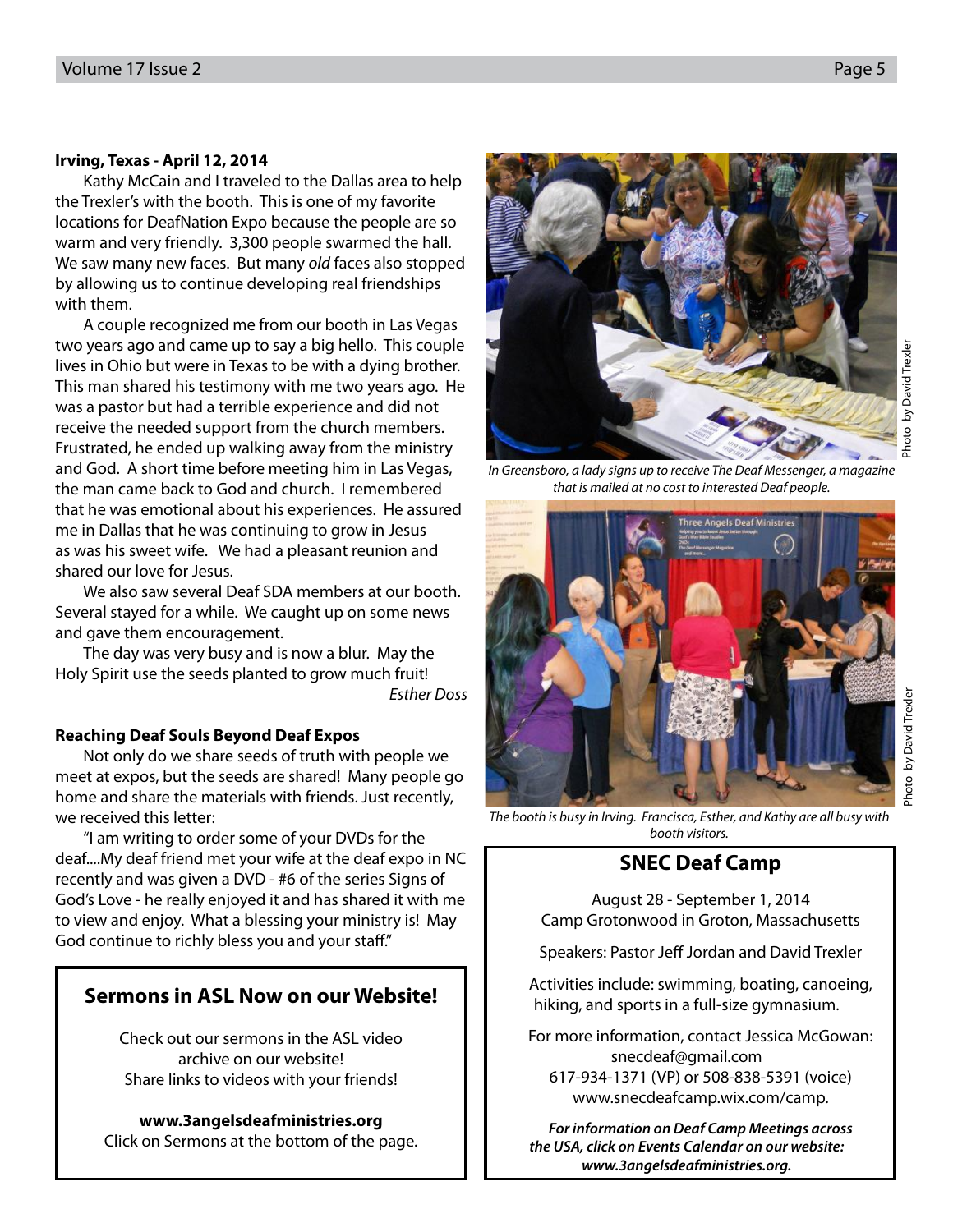**Irving, Texas - April 12, 2014**

Kathy McCain and I traveled to the Dallas area to help the Trexler's with the booth. This is one of my favorite locations for DeafNation Expo because the people are so warm and very friendly. 3,300 people swarmed the hall. We saw many new faces. But many *old* faces also stopped by allowing us to continue developing real friendships with them.

A couple recognized me from our booth in Las Vegas two years ago and came up to say a big hello. This couple lives in Ohio but were in Texas to be with a dying brother. This man shared his testimony with me two years ago. He was a pastor but had a terrible experience and did not receive the needed support from the church members. Frustrated, he ended up walking away from the ministry and God. A short time before meeting him in Las Vegas, the man came back to God and church. I remembered that he was emotional about his experiences. He assured me in Dallas that he was continuing to grow in Jesus as was his sweet wife. We had a pleasant reunion and shared our love for Jesus.

We also saw several Deaf SDA members at our booth. Several stayed for a while. We caught up on some news and gave them encouragement.

The day was very busy and is now a blur. May the Holy Spirit use the seeds planted to grow much fruit!

*Esther Doss*

**Reaching Deaf Souls Beyond Deaf Expos**

Not only do we share seeds of truth with people we meet at expos, but the seeds are shared! Many people go home and share the materials with friends. Just recently, we received this letter:

"I am writing to order some of your DVDs for the deaf....My deaf friend met your wife at the deaf expo in NC recently and was given a DVD - #6 of the series Signs of God's Love - he really enjoyed it and has shared it with me to view and enjoy. What a blessing your ministry is! May God continue to richly bless you and your staff."

## Sermons in ASL Now on our Website!

Check out our sermons in the ASL video archive on our website!
Share links to videos with your friends!

**www.3angelsdeafministries.org**
Click on Sermons at the bottom of the page.

Photo by David Trexler

*In Greensboro, a lady signs up to receive The Deaf Messenger, a magazine that is mailed at no cost to interested Deaf people.*

Photo by David Trexler

*The booth is busy in Irving. Francisca, Esther, and Kathy are all busy with booth visitors.*

## SNEC Deaf Camp

August 28 - September 1, 2014
Camp Grotonwood in Groton, Massachusetts

Speakers: Pastor Jeff Jordan and David Trexler

Activities include: swimming, boating, canoeing, hiking, and sports in a full-size gymnasium.

For more information, contact Jessica McGowan:
snecdeaf@gmail.com
617-934-1371 (VP) or 508-838-5391 (voice)
www.snecdeafcamp.wix.com/camp.

***For information on Deaf Camp Meetings across the USA, click on Events Calendar on our website: www.3angelsdeafministries.org.***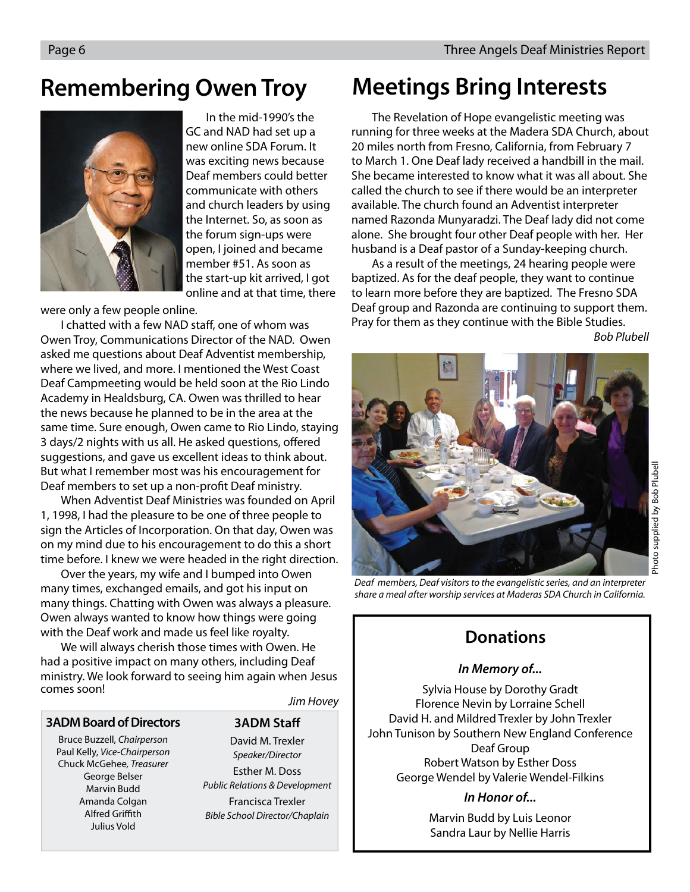## Remembering Owen Troy

In the mid-1990's the GC and NAD had set up a new online SDA Forum. It was exciting news because Deaf members could better communicate with others and church leaders by using the Internet. So, as soon as the forum sign-ups were open, I joined and became member #51. As soon as the start-up kit arrived, I got online and at that time, there were only a few people online.

I chatted with a few NAD staff, one of whom was Owen Troy, Communications Director of the NAD. Owen asked me questions about Deaf Adventist membership, where we lived, and more. I mentioned the West Coast Deaf Campmeeting would be held soon at the Rio Lindo Academy in Healdsburg, CA. Owen was thrilled to hear the news because he planned to be in the area at the same time. Sure enough, Owen came to Rio Lindo, staying 3 days/2 nights with us all. He asked questions, offered suggestions, and gave us excellent ideas to think about. But what I remember most was his encouragement for Deaf members to set up a non-profit Deaf ministry.

When Adventist Deaf Ministries was founded on April 1, 1998, I had the pleasure to be one of three people to sign the Articles of Incorporation. On that day, Owen was on my mind due to his encouragement to do this a short time before. I knew we were headed in the right direction.

Over the years, my wife and I bumped into Owen many times, exchanged emails, and got his input on many things. Chatting with Owen was always a pleasure. Owen always wanted to know how things were going with the Deaf work and made us feel like royalty.

We will always cherish those times with Owen. He had a positive impact on many others, including Deaf ministry. We look forward to seeing him again when Jesus comes soon!

*Jim Hovey*

### 3ADM Board of Directors

Bruce Buzzell, *Chairperson*
Paul Kelly, *Vice-Chairperson*
Chuck McGehee, *Treasurer*
George Belser
Marvin Budd
Amanda Colgan
Alfred Griffith
Julius Vold

### 3ADM Staff

David M. Trexler
*Speaker/Director*

Esther M. Doss
*Public Relations & Development*

Francisca Trexler
*Bible School Director/Chaplain*

## Meetings Bring Interests

The Revelation of Hope evangelistic meeting was running for three weeks at the Madera SDA Church, about 20 miles north from Fresno, California, from February 7 to March 1. One Deaf lady received a handbill in the mail. She became interested to know what it was all about. She called the church to see if there would be an interpreter available. The church found an Adventist interpreter named Razonda Munyaradzi. The Deaf lady did not come alone. She brought four other Deaf people with her. Her husband is a Deaf pastor of a Sunday-keeping church.

As a result of the meetings, 24 hearing people were baptized. As for the deaf people, they want to continue to learn more before they are baptized. The Fresno SDA Deaf group and Razonda are continuing to support them. Pray for them as they continue with the Bible Studies.

*Bob Plubell*

Photo supplied by Bob Plubell

*Deaf members, Deaf visitors to the evangelistic series, and an interpreter share a meal after worship services at Maderas SDA Church in California.*

### Donations

#### *In Memory of...*

Sylvia House by Dorothy Gradt
Florence Nevin by Lorraine Schell
David H. and Mildred Trexler by John Trexler
John Tunison by Southern New England Conference Deaf Group
Robert Watson by Esther Doss
George Wendel by Valerie Wendel-Filkins

#### *In Honor of...*

Marvin Budd by Luis Leonor
Sandra Laur by Nellie Harris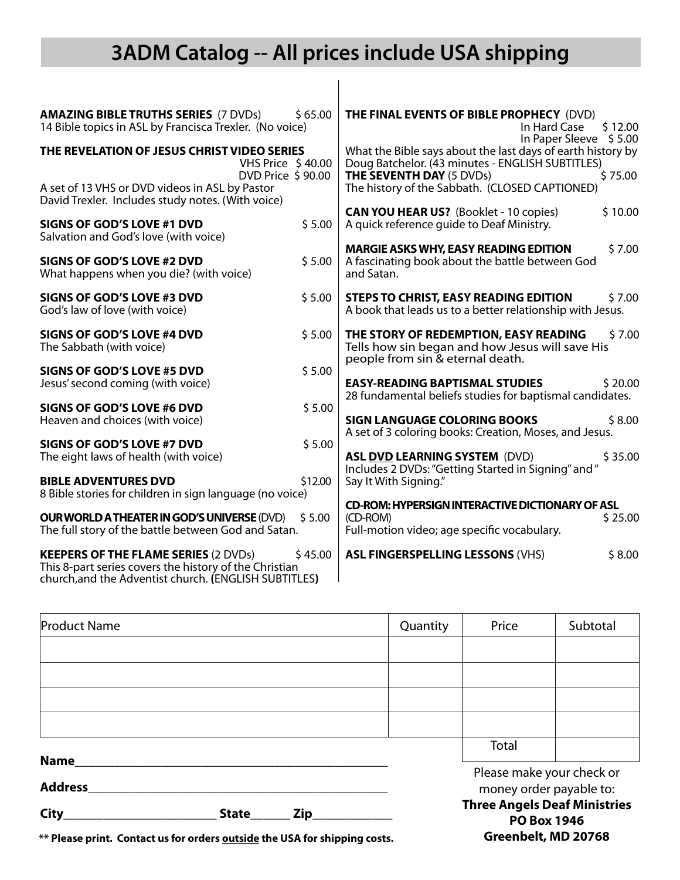# 3ADM Catalog -- All prices include USA shipping

**AMAZING BIBLE TRUTHS SERIES** (7 DVDs) $ 65.00
14 Bible topics in ASL by Francisca Trexler. (No voice)

**THE REVELATION OF JESUS CHRIST VIDEO SERIES**
VHS Price $ 40.00
DVD Price $ 90.00
A set of 13 VHS or DVD videos in ASL by Pastor David Trexler. Includes study notes. (With voice)

**SIGNS OF GOD'S LOVE #1 DVD** $ 5.00
Salvation and God's love (with voice)

**SIGNS OF GOD'S LOVE #2 DVD** $ 5.00
What happens when you die? (with voice)

**SIGNS OF GOD'S LOVE #3 DVD** $ 5.00
God's law of love (with voice)

**SIGNS OF GOD'S LOVE #4 DVD** $ 5.00
The Sabbath (with voice)

**SIGNS OF GOD'S LOVE #5 DVD** $ 5.00
Jesus' second coming (with voice)

**SIGNS OF GOD'S LOVE #6 DVD** $ 5.00
Heaven and choices (with voice)

**SIGNS OF GOD'S LOVE #7 DVD** $ 5.00
The eight laws of health (with voice)

**BIBLE ADVENTURES DVD** $12.00
8 Bible stories for children in sign language (no voice)

**OUR WORLD A THEATER IN GOD'S UNIVERSE** (DVD) $ 5.00
The full story of the battle between God and Satan.

**KEEPERS OF THE FLAME SERIES** (2 DVDs) $ 45.00
This 8-part series covers the history of the Christian church,and the Adventist church. **(**ENGLISH SUBTITLES**)**

**THE FINAL EVENTS OF BIBLE PROPHECY** (DVD)
In Hard Case $ 12.00
In Paper Sleeve $ 5.00
What the Bible says about the last days of earth history by Doug Batchelor. (43 minutes - ENGLISH SUBTITLES)

**THE SEVENTH DAY** (5 DVDs) $ 75.00
The history of the Sabbath. (CLOSED CAPTIONED)

**CAN YOU HEAR US?** (Booklet - 10 copies) $ 10.00
A quick reference guide to Deaf Ministry.

**MARGIE ASKS WHY, EASY READING EDITION** $ 7.00
A fascinating book about the battle between God and Satan.

**STEPS TO CHRIST, EASY READING EDITION** $ 7.00
A book that leads us to a better relationship with Jesus.

**THE STORY OF REDEMPTION, EASY READING** $ 7.00
Tells how sin began and how Jesus will save His people from sin & eternal death.

**EASY-READING BAPTISMAL STUDIES** $ 20.00
28 fundamental beliefs studies for baptismal candidates.

**SIGN LANGUAGE COLORING BOOKS** $ 8.00
A set of 3 coloring books: Creation, Moses, and Jesus.

**ASL DVD LEARNING SYSTEM** (DVD) $ 35.00
Includes 2 DVDs: "Getting Started in Signing" and " Say It With Signing."

**CD-ROM: HYPERSIGN INTERACTIVE DICTIONARY OF ASL**
(CD-ROM) $ 25.00
Full-motion video; age specific vocabulary.

**ASL FINGERSPELLING LESSONS** (VHS) $ 8.00

| Product Name | Quantity | Price | Subtotal |
|---|---|---|---|
| | | | |
| | | | |
| | | | |
| | | | |
| | | Total | |

**Name**\_\_\_\_\_\_\_\_\_\_\_\_\_\_\_\_\_\_\_\_\_\_\_\_\_\_\_\_\_\_\_\_\_\_\_\_\_\_\_\_

**Address**\_\_\_\_\_\_\_\_\_\_\_\_\_\_\_\_\_\_\_\_\_\_\_\_\_\_\_\_\_\_\_\_\_\_\_\_\_\_

**City**\_\_\_\_\_\_\_\_\_\_\_\_\_\_\_\_\_\_\_\_ **State**\_\_\_\_\_\_ **Zip**\_\_\_\_\_\_\_\_\_\_

**\*\* Please print. Contact us for orders outside the USA for shipping costs.**

Please make your check or money order payable to:
**Three Angels Deaf Ministries**
**PO Box 1946**
**Greenbelt, MD 20768**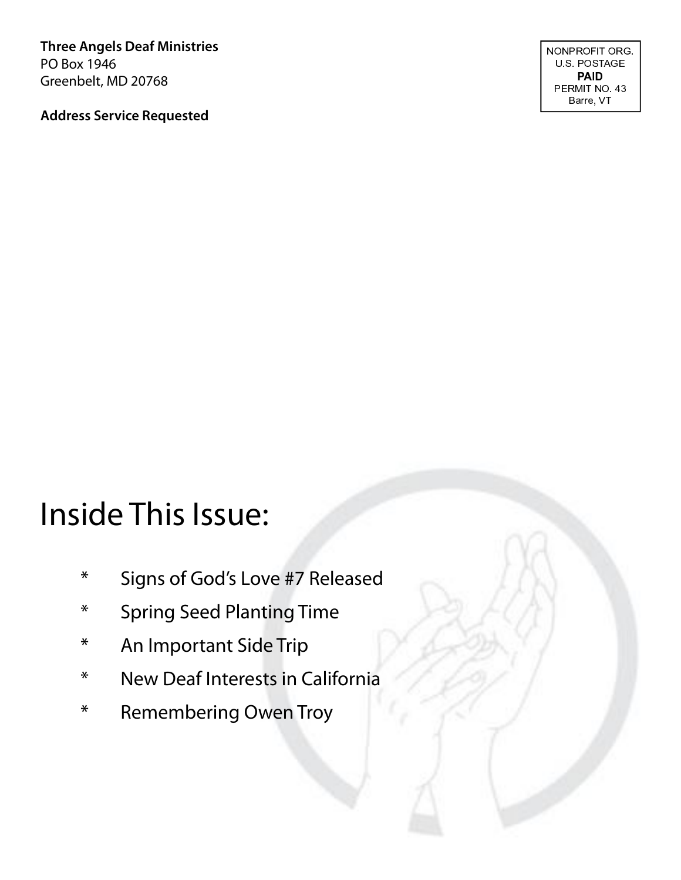**Three Angels Deaf Ministries**
PO Box 1946
Greenbelt, MD 20768

**Address Service Requested**

NONPROFIT ORG.
U.S. POSTAGE
**PAID**
PERMIT NO. 43
Barre, VT

# Inside This Issue:

- Signs of God's Love #7 Released
- Spring Seed Planting Time
- An Important Side Trip
- New Deaf Interests in California
- Remembering Owen Troy